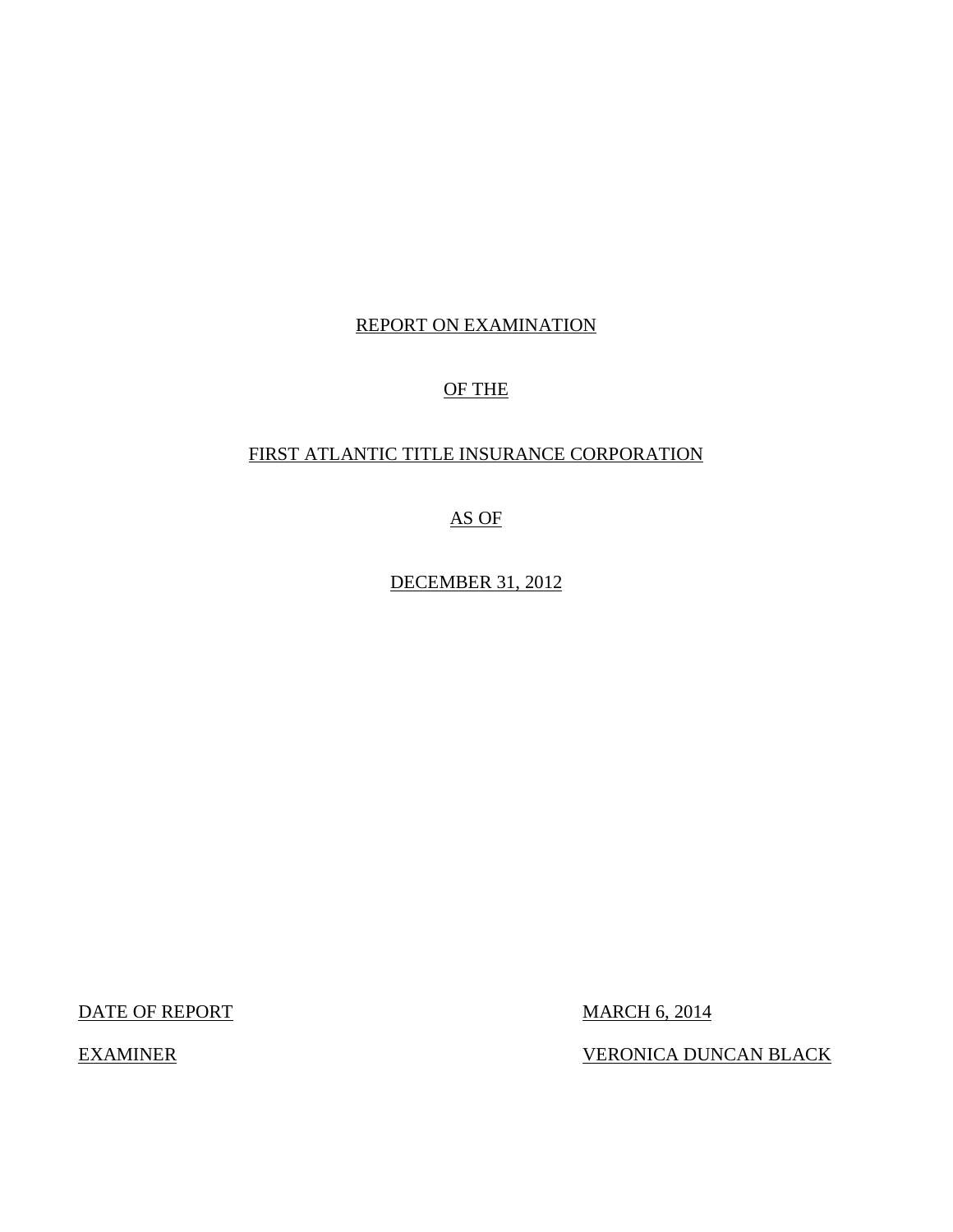# REPORT ON EXAMINATION

# OF THE

# FIRST ATLANTIC TITLE INSURANCE CORPORATION

# AS OF

# DECEMBER 31, 2012

| | |
|---|---|
| DATE OF REPORT | MARCH 6, 2014 |
| EXAMINER | VERONICA DUNCAN BLACK |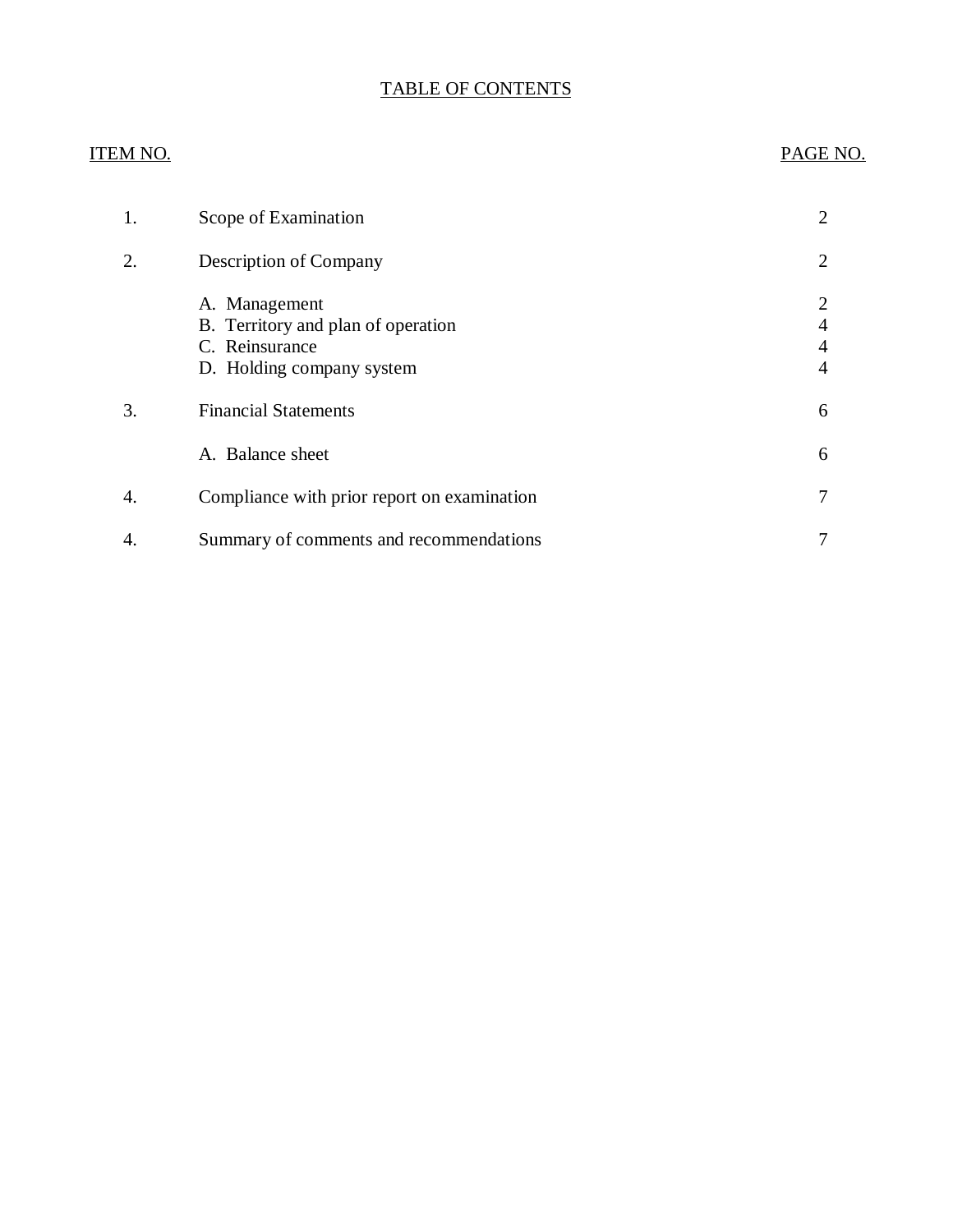# TABLE OF CONTENTS

| ITEM NO. | | PAGE NO. |
|---|---|---|
| 1. | Scope of Examination | 2 |
| 2. | Description of Company | 2 |
| | A. Management | 2 |
| | B. Territory and plan of operation | 4 |
| | C. Reinsurance | 4 |
| | D. Holding company system | 4 |
| 3. | Financial Statements | 6 |
| | A. Balance sheet | 6 |
| 4. | Compliance with prior report on examination | 7 |
| 4. | Summary of comments and recommendations | 7 |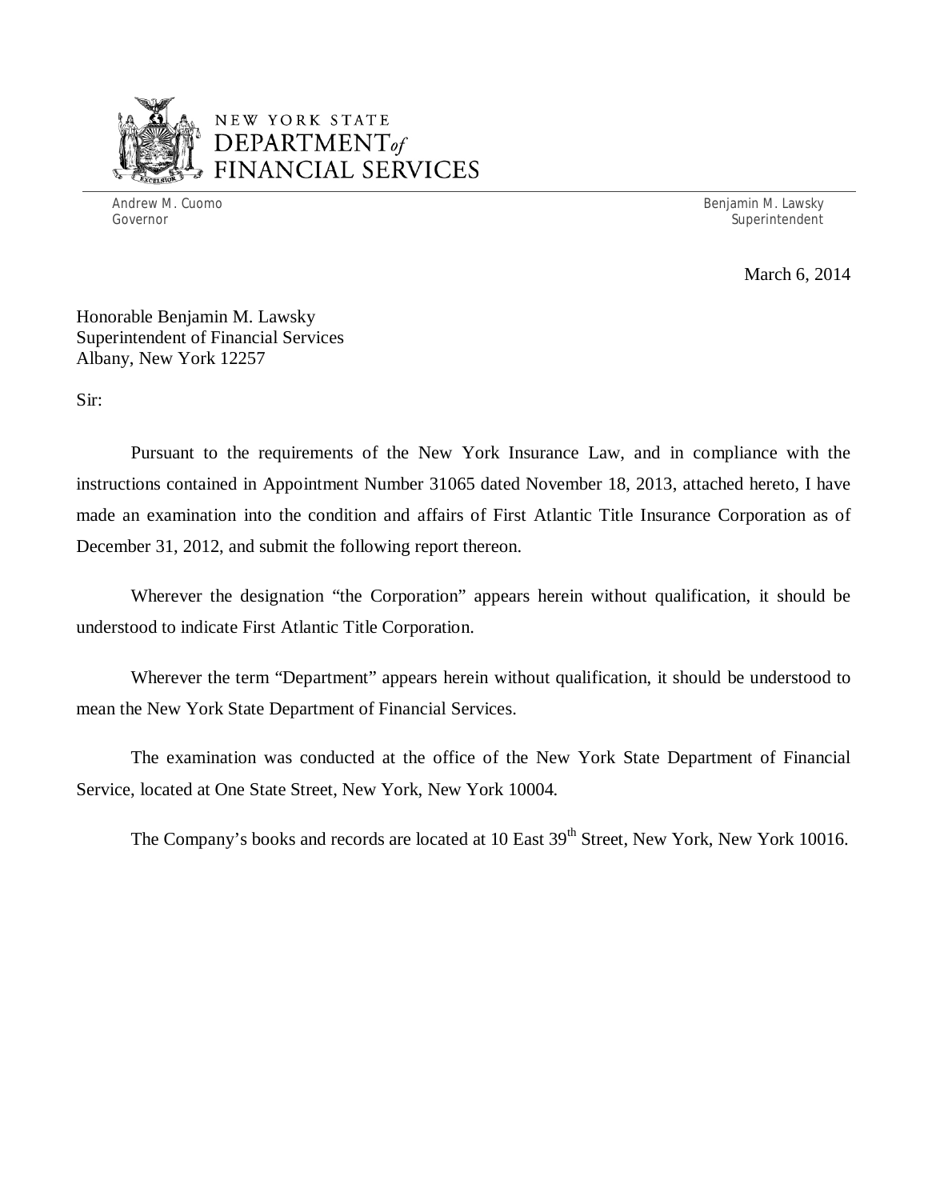NEW YORK STATE
DEPARTMENT of
FINANCIAL SERVICES

Andrew M. Cuomo
Governor

Benjamin M. Lawsky
Superintendent

March 6, 2014

Honorable Benjamin M. Lawsky
Superintendent of Financial Services
Albany, New York 12257

Sir:

Pursuant to the requirements of the New York Insurance Law, and in compliance with the instructions contained in Appointment Number 31065 dated November 18, 2013, attached hereto, I have made an examination into the condition and affairs of First Atlantic Title Insurance Corporation as of December 31, 2012, and submit the following report thereon.

Wherever the designation "the Corporation" appears herein without qualification, it should be understood to indicate First Atlantic Title Corporation.

Wherever the term "Department" appears herein without qualification, it should be understood to mean the New York State Department of Financial Services.

The examination was conducted at the office of the New York State Department of Financial Service, located at One State Street, New York, New York 10004.

The Company's books and records are located at 10 East 39th Street, New York, New York 10016.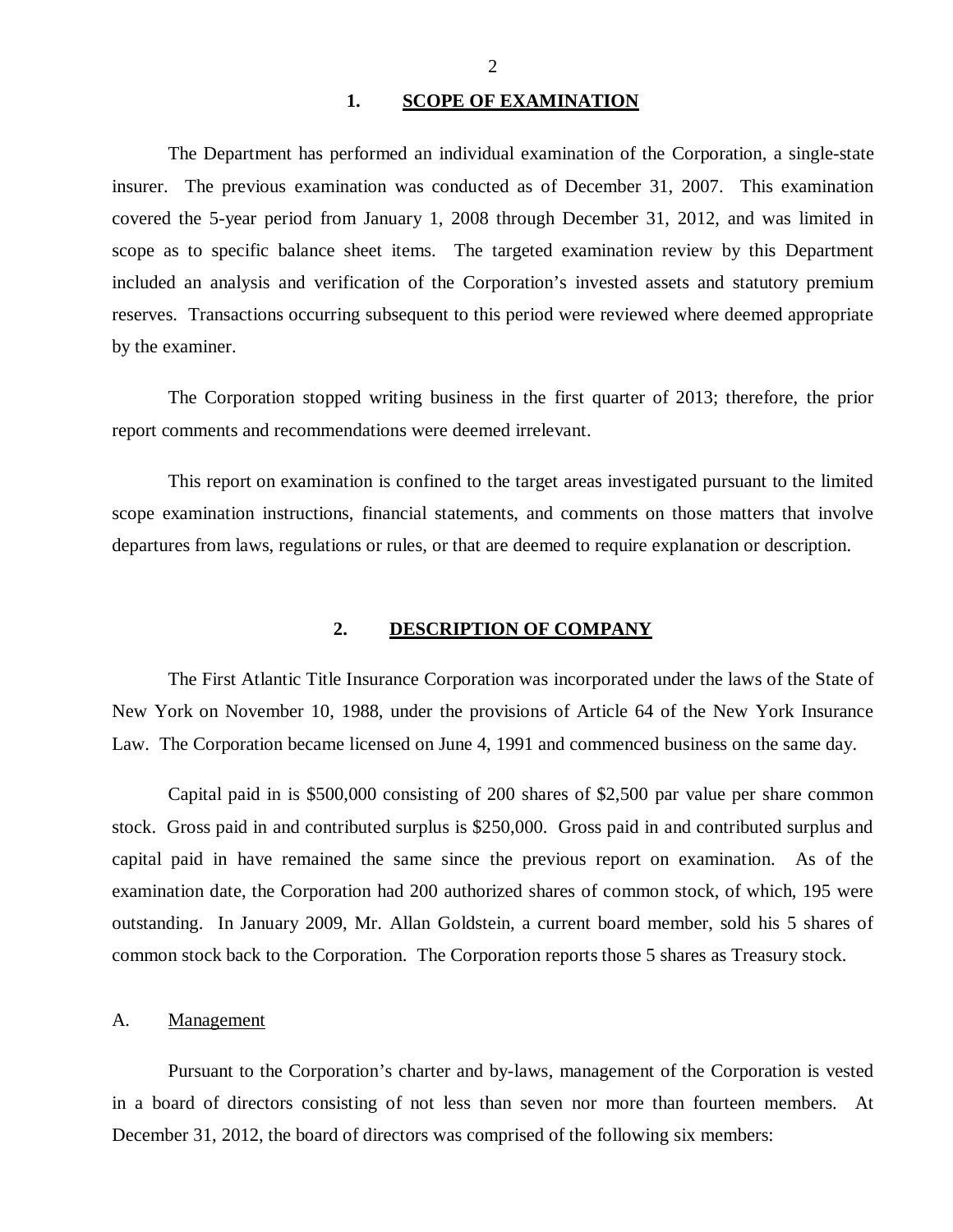## 1. SCOPE OF EXAMINATION

The Department has performed an individual examination of the Corporation, a single-state insurer. The previous examination was conducted as of December 31, 2007. This examination covered the 5-year period from January 1, 2008 through December 31, 2012, and was limited in scope as to specific balance sheet items. The targeted examination review by this Department included an analysis and verification of the Corporation's invested assets and statutory premium reserves. Transactions occurring subsequent to this period were reviewed where deemed appropriate by the examiner.

The Corporation stopped writing business in the first quarter of 2013; therefore, the prior report comments and recommendations were deemed irrelevant.

This report on examination is confined to the target areas investigated pursuant to the limited scope examination instructions, financial statements, and comments on those matters that involve departures from laws, regulations or rules, or that are deemed to require explanation or description.

## 2. DESCRIPTION OF COMPANY

The First Atlantic Title Insurance Corporation was incorporated under the laws of the State of New York on November 10, 1988, under the provisions of Article 64 of the New York Insurance Law. The Corporation became licensed on June 4, 1991 and commenced business on the same day.

Capital paid in is $500,000 consisting of 200 shares of $2,500 par value per share common stock. Gross paid in and contributed surplus is $250,000. Gross paid in and contributed surplus and capital paid in have remained the same since the previous report on examination. As of the examination date, the Corporation had 200 authorized shares of common stock, of which, 195 were outstanding. In January 2009, Mr. Allan Goldstein, a current board member, sold his 5 shares of common stock back to the Corporation. The Corporation reports those 5 shares as Treasury stock.

### A. Management

Pursuant to the Corporation's charter and by-laws, management of the Corporation is vested in a board of directors consisting of not less than seven nor more than fourteen members. At December 31, 2012, the board of directors was comprised of the following six members: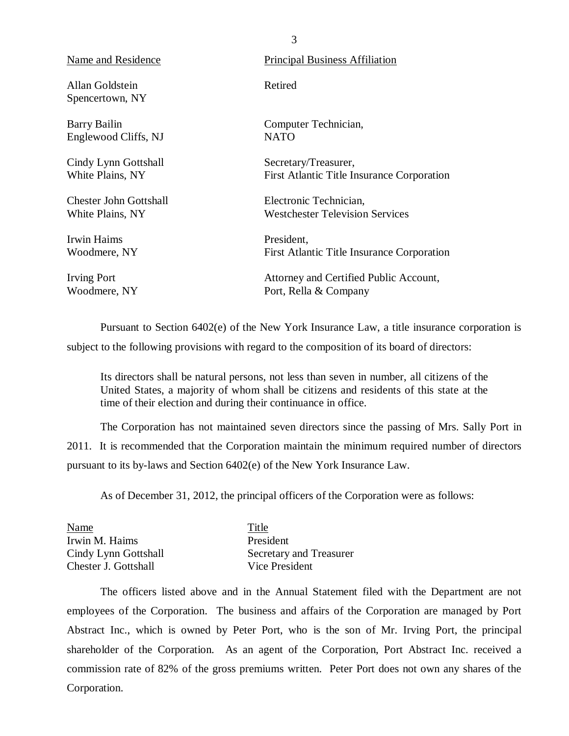| Name and Residence | Principal Business Affiliation |
|---|---|
| Allan Goldstein<br>Spencertown, NY | Retired |
| Barry Bailin<br>Englewood Cliffs, NJ | Computer Technician,<br>NATO |
| Cindy Lynn Gottshall<br>White Plains, NY | Secretary/Treasurer,<br>First Atlantic Title Insurance Corporation |
| Chester John Gottshall<br>White Plains, NY | Electronic Technician,<br>Westchester Television Services |
| Irwin Haims<br>Woodmere, NY | President,<br>First Atlantic Title Insurance Corporation |
| Irving Port<br>Woodmere, NY | Attorney and Certified Public Account,<br>Port, Rella & Company |

Pursuant to Section 6402(e) of the New York Insurance Law, a title insurance corporation is subject to the following provisions with regard to the composition of its board of directors:

> Its directors shall be natural persons, not less than seven in number, all citizens of the United States, a majority of whom shall be citizens and residents of this state at the time of their election and during their continuance in office.

The Corporation has not maintained seven directors since the passing of Mrs. Sally Port in 2011. It is recommended that the Corporation maintain the minimum required number of directors pursuant to its by-laws and Section 6402(e) of the New York Insurance Law.

As of December 31, 2012, the principal officers of the Corporation were as follows:

| Name | Title |
|---|---|
| Irwin M. Haims | President |
| Cindy Lynn Gottshall | Secretary and Treasurer |
| Chester J. Gottshall | Vice President |

The officers listed above and in the Annual Statement filed with the Department are not employees of the Corporation. The business and affairs of the Corporation are managed by Port Abstract Inc., which is owned by Peter Port, who is the son of Mr. Irving Port, the principal shareholder of the Corporation. As an agent of the Corporation, Port Abstract Inc. received a commission rate of 82% of the gross premiums written. Peter Port does not own any shares of the Corporation.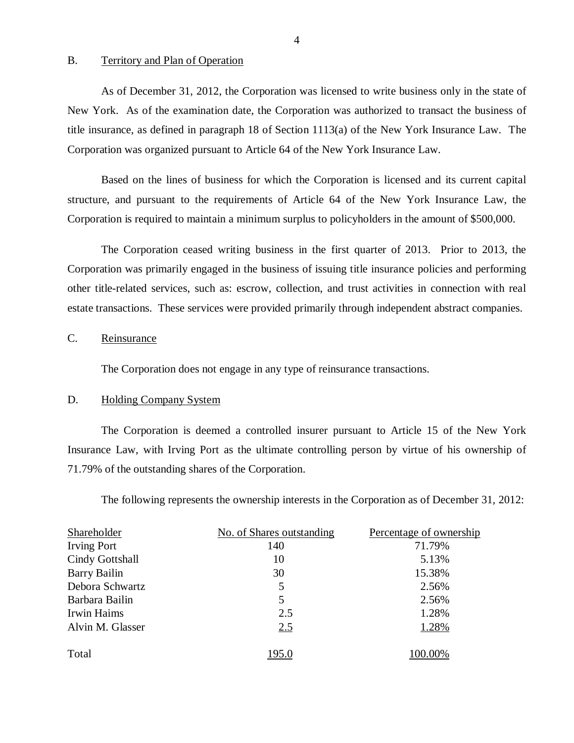B. Territory and Plan of Operation

As of December 31, 2012, the Corporation was licensed to write business only in the state of New York. As of the examination date, the Corporation was authorized to transact the business of title insurance, as defined in paragraph 18 of Section 1113(a) of the New York Insurance Law. The Corporation was organized pursuant to Article 64 of the New York Insurance Law.

Based on the lines of business for which the Corporation is licensed and its current capital structure, and pursuant to the requirements of Article 64 of the New York Insurance Law, the Corporation is required to maintain a minimum surplus to policyholders in the amount of $500,000.

The Corporation ceased writing business in the first quarter of 2013. Prior to 2013, the Corporation was primarily engaged in the business of issuing title insurance policies and performing other title-related services, such as: escrow, collection, and trust activities in connection with real estate transactions. These services were provided primarily through independent abstract companies.

C. Reinsurance

The Corporation does not engage in any type of reinsurance transactions.

D. Holding Company System

The Corporation is deemed a controlled insurer pursuant to Article 15 of the New York Insurance Law, with Irving Port as the ultimate controlling person by virtue of his ownership of 71.79% of the outstanding shares of the Corporation.

The following represents the ownership interests in the Corporation as of December 31, 2012:

| Shareholder | No. of Shares outstanding | Percentage of ownership |
|---|---|---|
| Irving Port | 140 | 71.79% |
| Cindy Gottshall | 10 | 5.13% |
| Barry Bailin | 30 | 15.38% |
| Debora Schwartz | 5 | 2.56% |
| Barbara Bailin | 5 | 2.56% |
| Irwin Haims | 2.5 | 1.28% |
| Alvin M. Glasser | 2.5 | 1.28% |
| Total | 195.0 | 100.00% |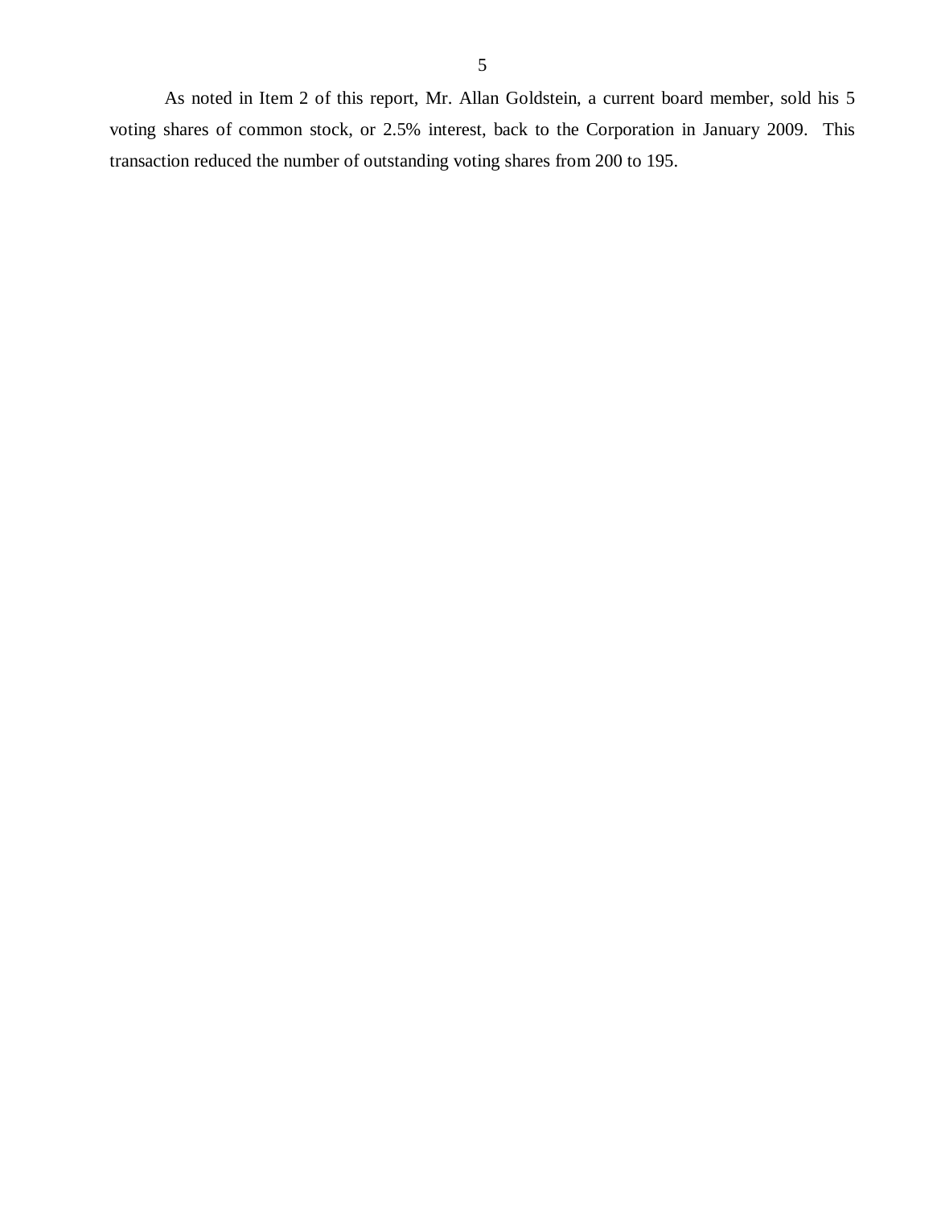As noted in Item 2 of this report, Mr. Allan Goldstein, a current board member, sold his 5 voting shares of common stock, or 2.5% interest, back to the Corporation in January 2009. This transaction reduced the number of outstanding voting shares from 200 to 195.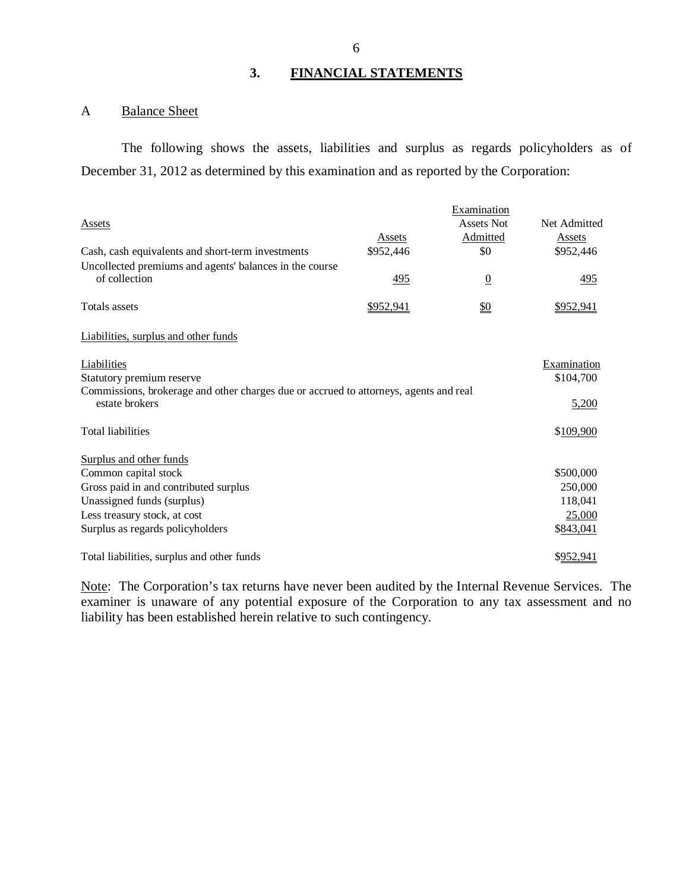## 3. FINANCIAL STATEMENTS

### A Balance Sheet

The following shows the assets, liabilities and surplus as regards policyholders as of December 31, 2012 as determined by this examination and as reported by the Corporation:

| Assets | Assets | Examination Assets Not Admitted | Net Admitted Assets |
|---|---|---|---|
| Cash, cash equivalents and short-term investments | $952,446 | $0 | $952,446 |
| Uncollected premiums and agents' balances in the course of collection | 495 | 0 | 495 |
| Totals assets | $952,941 | $0 | $952,941 |

Liabilities, surplus and other funds

| Liabilities | Examination |
|---|---|
| Statutory premium reserve | $104,700 |
| Commissions, brokerage and other charges due or accrued to attorneys, agents and real estate brokers | 5,200 |
| Total liabilities | $109,900 |
| **Surplus and other funds** | |
| Common capital stock | $500,000 |
| Gross paid in and contributed surplus | 250,000 |
| Unassigned funds (surplus) | 118,041 |
| Less treasury stock, at cost | 25,000 |
| Surplus as regards policyholders | $843,041 |
| Total liabilities, surplus and other funds | $952,941 |

Note: The Corporation's tax returns have never been audited by the Internal Revenue Services. The examiner is unaware of any potential exposure of the Corporation to any tax assessment and no liability has been established herein relative to such contingency.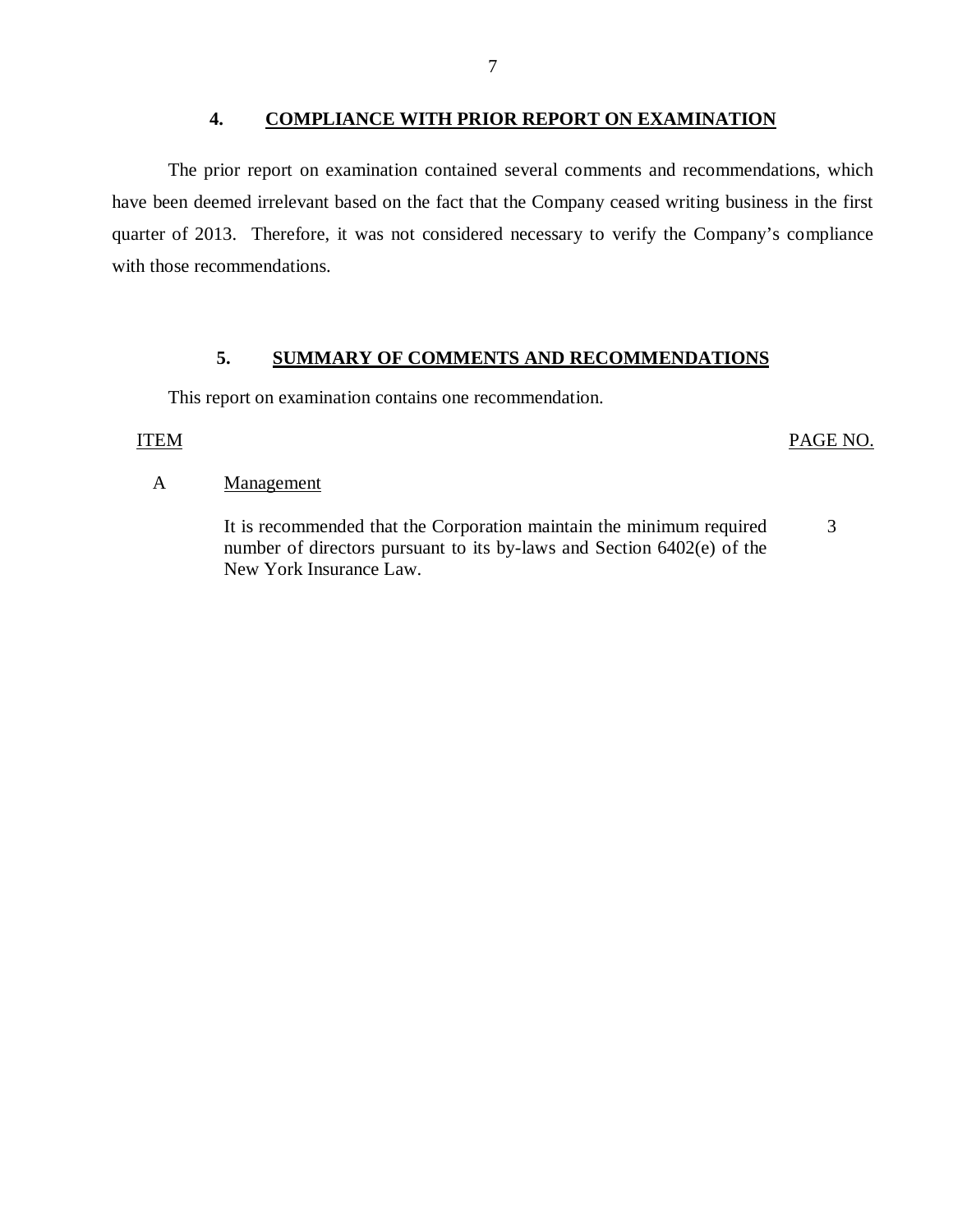## 4. COMPLIANCE WITH PRIOR REPORT ON EXAMINATION

The prior report on examination contained several comments and recommendations, which have been deemed irrelevant based on the fact that the Company ceased writing business in the first quarter of 2013. Therefore, it was not considered necessary to verify the Company's compliance with those recommendations.

## 5. SUMMARY OF COMMENTS AND RECOMMENDATIONS

This report on examination contains one recommendation.

| ITEM | | PAGE NO. |
|---|---|---|
| A | Management | |
| | It is recommended that the Corporation maintain the minimum required number of directors pursuant to its by-laws and Section 6402(e) of the New York Insurance Law. | 3 |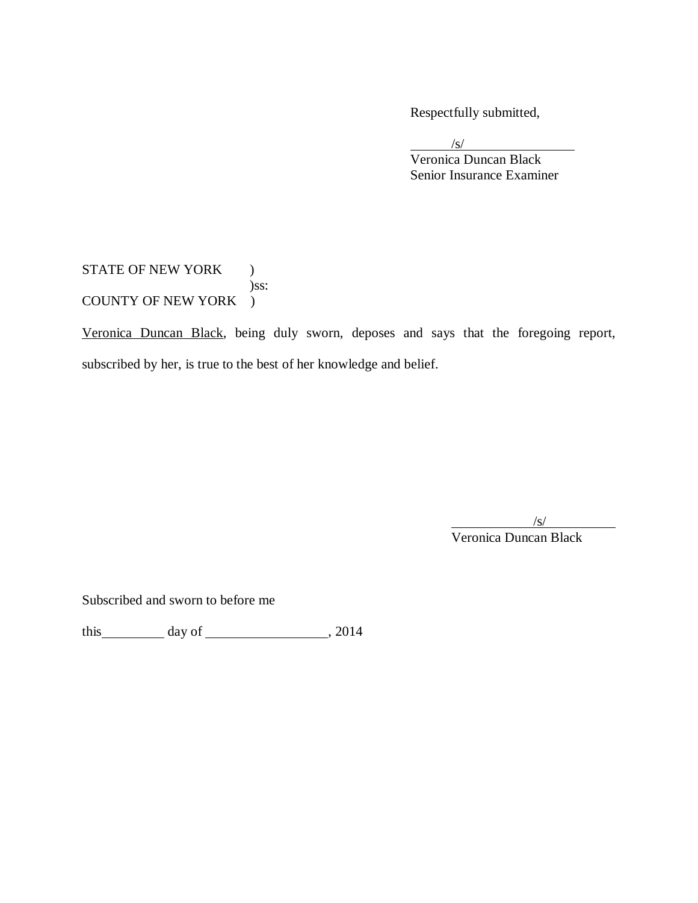Respectfully submitted,

/s/
Veronica Duncan Black
Senior Insurance Examiner

STATE OF NEW YORK )
)ss:
COUNTY OF NEW YORK )

Veronica Duncan Black, being duly sworn, deposes and says that the foregoing report, subscribed by her, is true to the best of her knowledge and belief.

/s/
Veronica Duncan Black

Subscribed and sworn to before me

this__________ day of __________________, 2014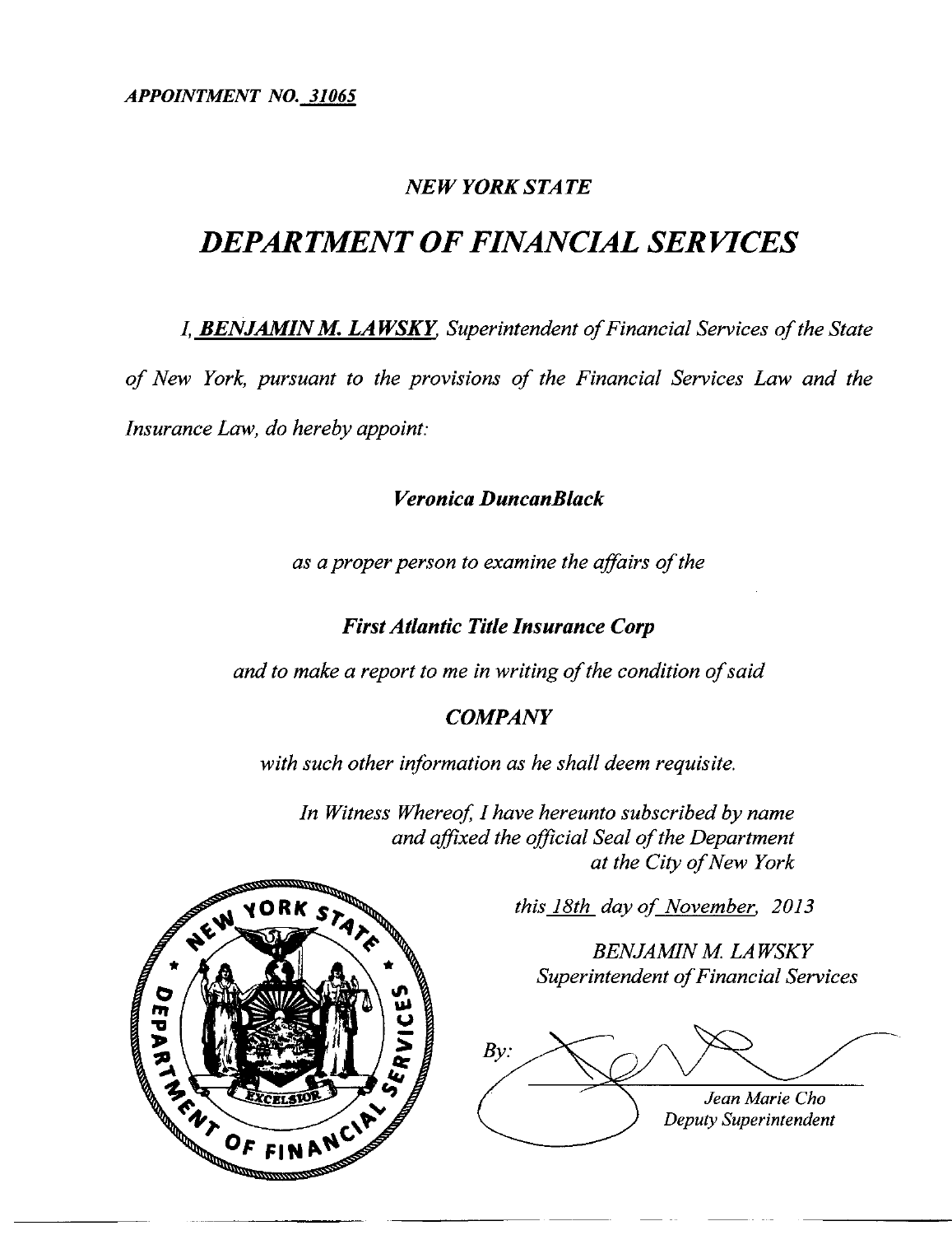*APPOINTMENT NO. 31065*

## *NEW YORK STATE*

# *DEPARTMENT OF FINANCIAL SERVICES*

*I, **BENJAMIN M. LAWSKY**, Superintendent of Financial Services of the State of New York, pursuant to the provisions of the Financial Services Law and the Insurance Law, do hereby appoint:*

***Veronica DuncanBlack***

*as a proper person to examine the affairs of the*

***First Atlantic Title Insurance Corp***

*and to make a report to me in writing of the condition of said*

***COMPANY***

*with such other information as he shall deem requisite.*

*In Witness Whereof, I have hereunto subscribed by name and affixed the official Seal of the Department at the City of New York*

*this 18th day of November, 2013*

*BENJAMIN M. LAWSKY*
*Superintendent of Financial Services*

*By:*

*Jean Marie Cho*
*Deputy Superintendent*

NEW YORK STATE DEPARTMENT OF FINANCIAL SERVICES
EXCELSIOR